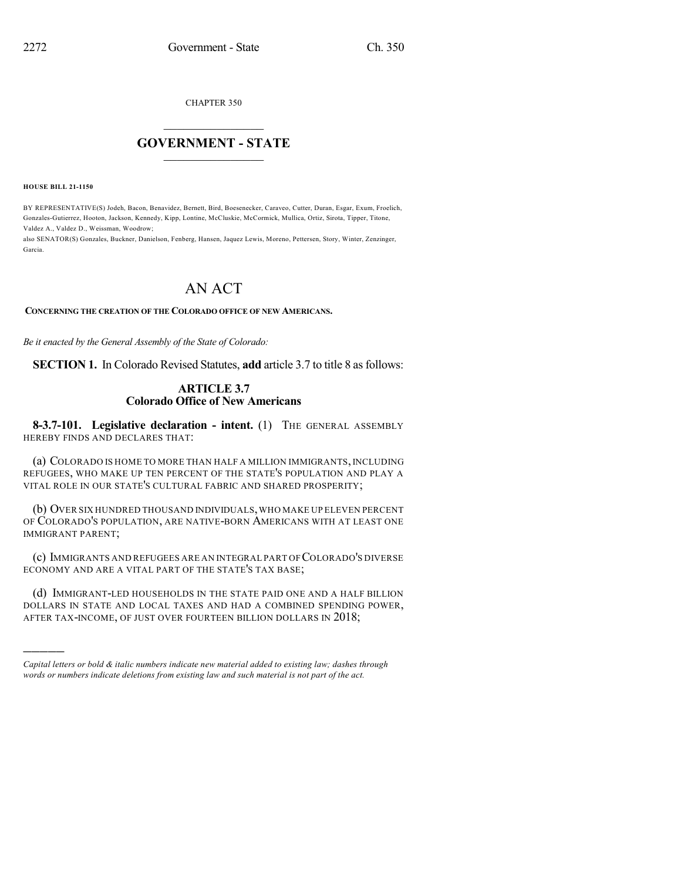CHAPTER 350

## GOVERNMENT - STATE

**HOUSE BILL 21-1150**

BY REPRESENTATIVE(S) Jodeh, Bacon, Benavidez, Bernett, Bird, Boesenecker, Caraveo, Cutter, Duran, Esgar, Exum, Froelich, Gonzales-Gutierrez, Hooton, Jackson, Kennedy, Kipp, Lontine, McCluskie, McCormick, Mullica, Ortiz, Sirota, Tipper, Titone, Valdez A., Valdez D., Weissman, Woodrow;
also SENATOR(S) Gonzales, Buckner, Danielson, Fenberg, Hansen, Jaquez Lewis, Moreno, Pettersen, Story, Winter, Zenzinger, Garcia.

# AN ACT

**CONCERNING THE CREATION OF THE COLORADO OFFICE OF NEW AMERICANS.**

*Be it enacted by the General Assembly of the State of Colorado:*

**SECTION 1.** In Colorado Revised Statutes, **add** article 3.7 to title 8 as follows:

### ARTICLE 3.7
### Colorado Office of New Americans

**8-3.7-101. Legislative declaration - intent.** (1) THE GENERAL ASSEMBLY HEREBY FINDS AND DECLARES THAT:

(a) COLORADO IS HOME TO MORE THAN HALF A MILLION IMMIGRANTS, INCLUDING REFUGEES, WHO MAKE UP TEN PERCENT OF THE STATE'S POPULATION AND PLAY A VITAL ROLE IN OUR STATE'S CULTURAL FABRIC AND SHARED PROSPERITY;

(b) OVER SIX HUNDRED THOUSAND INDIVIDUALS, WHO MAKE UP ELEVEN PERCENT OF COLORADO'S POPULATION, ARE NATIVE-BORN AMERICANS WITH AT LEAST ONE IMMIGRANT PARENT;

(c) IMMIGRANTS AND REFUGEES ARE AN INTEGRAL PART OF COLORADO'S DIVERSE ECONOMY AND ARE A VITAL PART OF THE STATE'S TAX BASE;

(d) IMMIGRANT-LED HOUSEHOLDS IN THE STATE PAID ONE AND A HALF BILLION DOLLARS IN STATE AND LOCAL TAXES AND HAD A COMBINED SPENDING POWER, AFTER TAX-INCOME, OF JUST OVER FOURTEEN BILLION DOLLARS IN 2018;

---

*Capital letters or bold & italic numbers indicate new material added to existing law; dashes through words or numbers indicate deletions from existing law and such material is not part of the act.*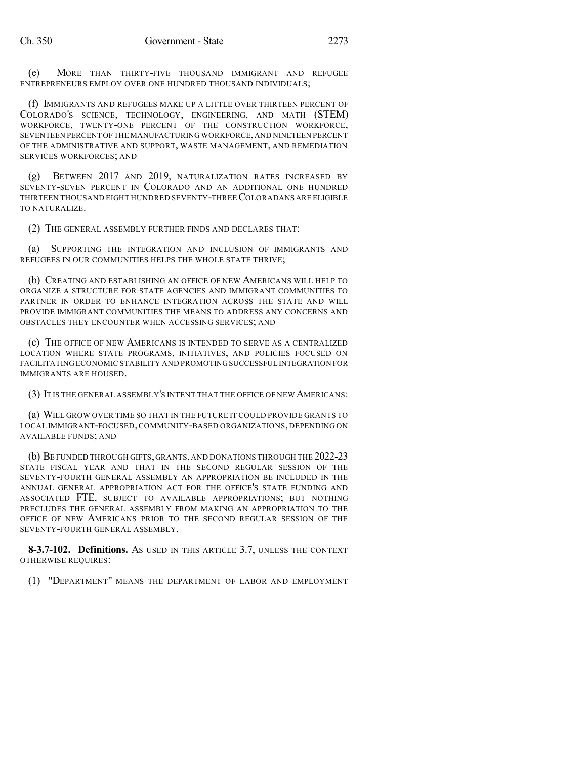(e) MORE THAN THIRTY-FIVE THOUSAND IMMIGRANT AND REFUGEE ENTREPRENEURS EMPLOY OVER ONE HUNDRED THOUSAND INDIVIDUALS;

(f) IMMIGRANTS AND REFUGEES MAKE UP A LITTLE OVER THIRTEEN PERCENT OF COLORADO'S SCIENCE, TECHNOLOGY, ENGINEERING, AND MATH (STEM) WORKFORCE, TWENTY-ONE PERCENT OF THE CONSTRUCTION WORKFORCE, SEVENTEEN PERCENT OF THE MANUFACTURING WORKFORCE, AND NINETEEN PERCENT OF THE ADMINISTRATIVE AND SUPPORT, WASTE MANAGEMENT, AND REMEDIATION SERVICES WORKFORCES; AND

(g) BETWEEN 2017 AND 2019, NATURALIZATION RATES INCREASED BY SEVENTY-SEVEN PERCENT IN COLORADO AND AN ADDITIONAL ONE HUNDRED THIRTEEN THOUSAND EIGHT HUNDRED SEVENTY-THREE COLORADANS ARE ELIGIBLE TO NATURALIZE.

(2) THE GENERAL ASSEMBLY FURTHER FINDS AND DECLARES THAT:

(a) SUPPORTING THE INTEGRATION AND INCLUSION OF IMMIGRANTS AND REFUGEES IN OUR COMMUNITIES HELPS THE WHOLE STATE THRIVE;

(b) CREATING AND ESTABLISHING AN OFFICE OF NEW AMERICANS WILL HELP TO ORGANIZE A STRUCTURE FOR STATE AGENCIES AND IMMIGRANT COMMUNITIES TO PARTNER IN ORDER TO ENHANCE INTEGRATION ACROSS THE STATE AND WILL PROVIDE IMMIGRANT COMMUNITIES THE MEANS TO ADDRESS ANY CONCERNS AND OBSTACLES THEY ENCOUNTER WHEN ACCESSING SERVICES; AND

(c) THE OFFICE OF NEW AMERICANS IS INTENDED TO SERVE AS A CENTRALIZED LOCATION WHERE STATE PROGRAMS, INITIATIVES, AND POLICIES FOCUSED ON FACILITATING ECONOMIC STABILITY AND PROMOTING SUCCESSFUL INTEGRATION FOR IMMIGRANTS ARE HOUSED.

(3) IT IS THE GENERAL ASSEMBLY'S INTENT THAT THE OFFICE OF NEW AMERICANS:

(a) WILL GROW OVER TIME SO THAT IN THE FUTURE IT COULD PROVIDE GRANTS TO LOCAL IMMIGRANT-FOCUSED, COMMUNITY-BASED ORGANIZATIONS, DEPENDING ON AVAILABLE FUNDS; AND

(b) BE FUNDED THROUGH GIFTS, GRANTS, AND DONATIONS THROUGH THE 2022-23 STATE FISCAL YEAR AND THAT IN THE SECOND REGULAR SESSION OF THE SEVENTY-FOURTH GENERAL ASSEMBLY AN APPROPRIATION BE INCLUDED IN THE ANNUAL GENERAL APPROPRIATION ACT FOR THE OFFICE'S STATE FUNDING AND ASSOCIATED FTE, SUBJECT TO AVAILABLE APPROPRIATIONS; BUT NOTHING PRECLUDES THE GENERAL ASSEMBLY FROM MAKING AN APPROPRIATION TO THE OFFICE OF NEW AMERICANS PRIOR TO THE SECOND REGULAR SESSION OF THE SEVENTY-FOURTH GENERAL ASSEMBLY.

**8-3.7-102. Definitions.** AS USED IN THIS ARTICLE 3.7, UNLESS THE CONTEXT OTHERWISE REQUIRES:

(1) "DEPARTMENT" MEANS THE DEPARTMENT OF LABOR AND EMPLOYMENT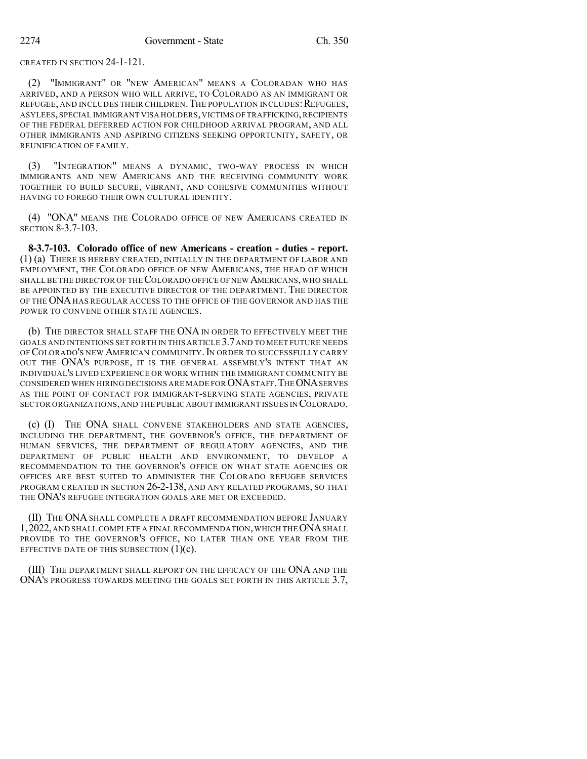CREATED IN SECTION 24-1-121.

(2) "IMMIGRANT" OR "NEW AMERICAN" MEANS A COLORADAN WHO HAS ARRIVED, AND A PERSON WHO WILL ARRIVE, TO COLORADO AS AN IMMIGRANT OR REFUGEE, AND INCLUDES THEIR CHILDREN. THE POPULATION INCLUDES: REFUGEES, ASYLEES, SPECIAL IMMIGRANT VISA HOLDERS, VICTIMS OF TRAFFICKING, RECIPIENTS OF THE FEDERAL DEFERRED ACTION FOR CHILDHOOD ARRIVAL PROGRAM, AND ALL OTHER IMMIGRANTS AND ASPIRING CITIZENS SEEKING OPPORTUNITY, SAFETY, OR REUNIFICATION OF FAMILY.

(3) "INTEGRATION" MEANS A DYNAMIC, TWO-WAY PROCESS IN WHICH IMMIGRANTS AND NEW AMERICANS AND THE RECEIVING COMMUNITY WORK TOGETHER TO BUILD SECURE, VIBRANT, AND COHESIVE COMMUNITIES WITHOUT HAVING TO FOREGO THEIR OWN CULTURAL IDENTITY.

(4) "ONA" MEANS THE COLORADO OFFICE OF NEW AMERICANS CREATED IN SECTION 8-3.7-103.

**8-3.7-103. Colorado office of new Americans - creation - duties - report.** (1) (a) THERE IS HEREBY CREATED, INITIALLY IN THE DEPARTMENT OF LABOR AND EMPLOYMENT, THE COLORADO OFFICE OF NEW AMERICANS, THE HEAD OF WHICH SHALL BE THE DIRECTOR OF THE COLORADO OFFICE OF NEW AMERICANS, WHO SHALL BE APPOINTED BY THE EXECUTIVE DIRECTOR OF THE DEPARTMENT. THE DIRECTOR OF THE ONA HAS REGULAR ACCESS TO THE OFFICE OF THE GOVERNOR AND HAS THE POWER TO CONVENE OTHER STATE AGENCIES.

(b) THE DIRECTOR SHALL STAFF THE ONA IN ORDER TO EFFECTIVELY MEET THE GOALS AND INTENTIONS SET FORTH IN THIS ARTICLE 3.7 AND TO MEET FUTURE NEEDS OF COLORADO'S NEW AMERICAN COMMUNITY. IN ORDER TO SUCCESSFULLY CARRY OUT THE ONA'S PURPOSE, IT IS THE GENERAL ASSEMBLY'S INTENT THAT AN INDIVIDUAL'S LIVED EXPERIENCE OR WORK WITHIN THE IMMIGRANT COMMUNITY BE CONSIDERED WHEN HIRING DECISIONS ARE MADE FOR ONA STAFF. THE ONA SERVES AS THE POINT OF CONTACT FOR IMMIGRANT-SERVING STATE AGENCIES, PRIVATE SECTOR ORGANIZATIONS, AND THE PUBLIC ABOUT IMMIGRANT ISSUES IN COLORADO.

(c) (I) THE ONA SHALL CONVENE STAKEHOLDERS AND STATE AGENCIES, INCLUDING THE DEPARTMENT, THE GOVERNOR'S OFFICE, THE DEPARTMENT OF HUMAN SERVICES, THE DEPARTMENT OF REGULATORY AGENCIES, AND THE DEPARTMENT OF PUBLIC HEALTH AND ENVIRONMENT, TO DEVELOP A RECOMMENDATION TO THE GOVERNOR'S OFFICE ON WHAT STATE AGENCIES OR OFFICES ARE BEST SUITED TO ADMINISTER THE COLORADO REFUGEE SERVICES PROGRAM CREATED IN SECTION 26-2-138, AND ANY RELATED PROGRAMS, SO THAT THE ONA'S REFUGEE INTEGRATION GOALS ARE MET OR EXCEEDED.

(II) THE ONA SHALL COMPLETE A DRAFT RECOMMENDATION BEFORE JANUARY 1, 2022, AND SHALL COMPLETE A FINAL RECOMMENDATION, WHICH THE ONA SHALL PROVIDE TO THE GOVERNOR'S OFFICE, NO LATER THAN ONE YEAR FROM THE EFFECTIVE DATE OF THIS SUBSECTION (1)(c).

(III) THE DEPARTMENT SHALL REPORT ON THE EFFICACY OF THE ONA AND THE ONA'S PROGRESS TOWARDS MEETING THE GOALS SET FORTH IN THIS ARTICLE 3.7,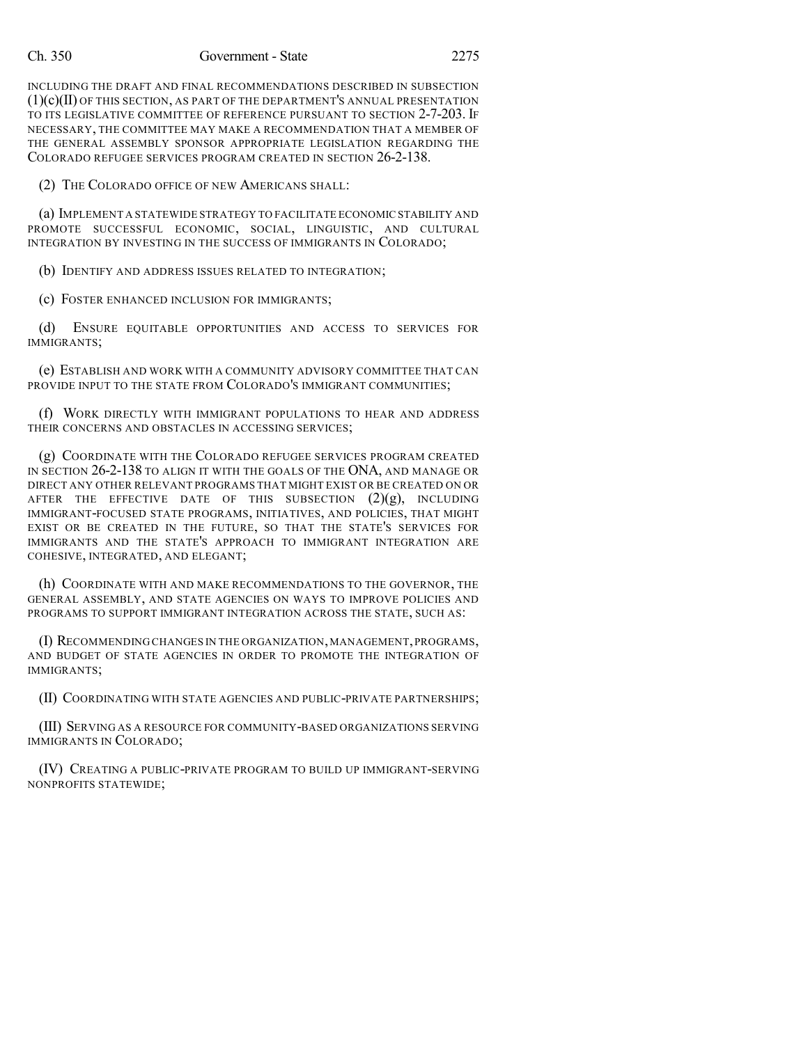INCLUDING THE DRAFT AND FINAL RECOMMENDATIONS DESCRIBED IN SUBSECTION (1)(c)(II) OF THIS SECTION, AS PART OF THE DEPARTMENT'S ANNUAL PRESENTATION TO ITS LEGISLATIVE COMMITTEE OF REFERENCE PURSUANT TO SECTION 2-7-203. IF NECESSARY, THE COMMITTEE MAY MAKE A RECOMMENDATION THAT A MEMBER OF THE GENERAL ASSEMBLY SPONSOR APPROPRIATE LEGISLATION REGARDING THE COLORADO REFUGEE SERVICES PROGRAM CREATED IN SECTION 26-2-138.

(2) THE COLORADO OFFICE OF NEW AMERICANS SHALL:

(a) IMPLEMENT A STATEWIDE STRATEGY TO FACILITATE ECONOMIC STABILITY AND PROMOTE SUCCESSFUL ECONOMIC, SOCIAL, LINGUISTIC, AND CULTURAL INTEGRATION BY INVESTING IN THE SUCCESS OF IMMIGRANTS IN COLORADO;

(b) IDENTIFY AND ADDRESS ISSUES RELATED TO INTEGRATION;

(c) FOSTER ENHANCED INCLUSION FOR IMMIGRANTS;

(d) ENSURE EQUITABLE OPPORTUNITIES AND ACCESS TO SERVICES FOR IMMIGRANTS;

(e) ESTABLISH AND WORK WITH A COMMUNITY ADVISORY COMMITTEE THAT CAN PROVIDE INPUT TO THE STATE FROM COLORADO'S IMMIGRANT COMMUNITIES;

(f) WORK DIRECTLY WITH IMMIGRANT POPULATIONS TO HEAR AND ADDRESS THEIR CONCERNS AND OBSTACLES IN ACCESSING SERVICES;

(g) COORDINATE WITH THE COLORADO REFUGEE SERVICES PROGRAM CREATED IN SECTION 26-2-138 TO ALIGN IT WITH THE GOALS OF THE ONA, AND MANAGE OR DIRECT ANY OTHER RELEVANT PROGRAMS THAT MIGHT EXIST OR BE CREATED ON OR AFTER THE EFFECTIVE DATE OF THIS SUBSECTION (2)(g), INCLUDING IMMIGRANT-FOCUSED STATE PROGRAMS, INITIATIVES, AND POLICIES, THAT MIGHT EXIST OR BE CREATED IN THE FUTURE, SO THAT THE STATE'S SERVICES FOR IMMIGRANTS AND THE STATE'S APPROACH TO IMMIGRANT INTEGRATION ARE COHESIVE, INTEGRATED, AND ELEGANT;

(h) COORDINATE WITH AND MAKE RECOMMENDATIONS TO THE GOVERNOR, THE GENERAL ASSEMBLY, AND STATE AGENCIES ON WAYS TO IMPROVE POLICIES AND PROGRAMS TO SUPPORT IMMIGRANT INTEGRATION ACROSS THE STATE, SUCH AS:

(I) RECOMMENDING CHANGES IN THE ORGANIZATION, MANAGEMENT, PROGRAMS, AND BUDGET OF STATE AGENCIES IN ORDER TO PROMOTE THE INTEGRATION OF IMMIGRANTS;

(II) COORDINATING WITH STATE AGENCIES AND PUBLIC-PRIVATE PARTNERSHIPS;

(III) SERVING AS A RESOURCE FOR COMMUNITY-BASED ORGANIZATIONS SERVING IMMIGRANTS IN COLORADO;

(IV) CREATING A PUBLIC-PRIVATE PROGRAM TO BUILD UP IMMIGRANT-SERVING NONPROFITS STATEWIDE;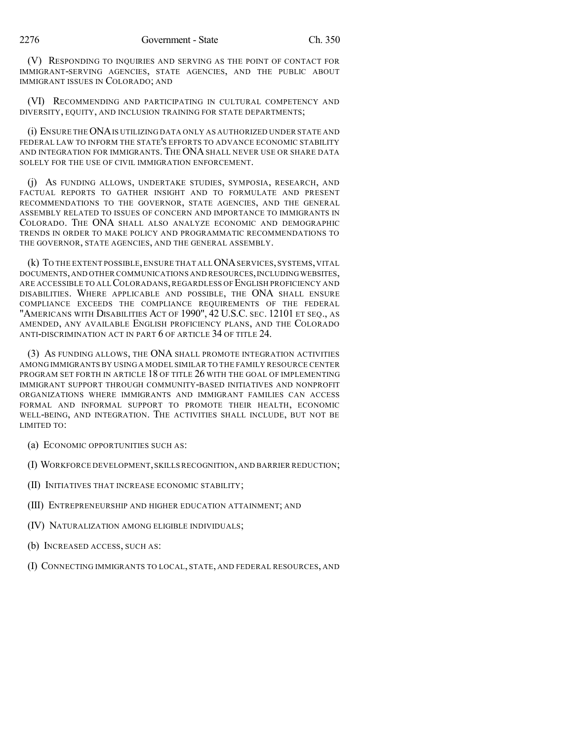(V) RESPONDING TO INQUIRIES AND SERVING AS THE POINT OF CONTACT FOR IMMIGRANT-SERVING AGENCIES, STATE AGENCIES, AND THE PUBLIC ABOUT IMMIGRANT ISSUES IN COLORADO; AND

(VI) RECOMMENDING AND PARTICIPATING IN CULTURAL COMPETENCY AND DIVERSITY, EQUITY, AND INCLUSION TRAINING FOR STATE DEPARTMENTS;

(i) ENSURE THE ONA IS UTILIZING DATA ONLY AS AUTHORIZED UNDER STATE AND FEDERAL LAW TO INFORM THE STATE'S EFFORTS TO ADVANCE ECONOMIC STABILITY AND INTEGRATION FOR IMMIGRANTS. THE ONA SHALL NEVER USE OR SHARE DATA SOLELY FOR THE USE OF CIVIL IMMIGRATION ENFORCEMENT.

(j) AS FUNDING ALLOWS, UNDERTAKE STUDIES, SYMPOSIA, RESEARCH, AND FACTUAL REPORTS TO GATHER INSIGHT AND TO FORMULATE AND PRESENT RECOMMENDATIONS TO THE GOVERNOR, STATE AGENCIES, AND THE GENERAL ASSEMBLY RELATED TO ISSUES OF CONCERN AND IMPORTANCE TO IMMIGRANTS IN COLORADO. THE ONA SHALL ALSO ANALYZE ECONOMIC AND DEMOGRAPHIC TRENDS IN ORDER TO MAKE POLICY AND PROGRAMMATIC RECOMMENDATIONS TO THE GOVERNOR, STATE AGENCIES, AND THE GENERAL ASSEMBLY.

(k) TO THE EXTENT POSSIBLE, ENSURE THAT ALL ONA SERVICES, SYSTEMS, VITAL DOCUMENTS, AND OTHER COMMUNICATIONS AND RESOURCES, INCLUDING WEBSITES, ARE ACCESSIBLE TO ALL COLORADANS, REGARDLESS OF ENGLISH PROFICIENCY AND DISABILITIES. WHERE APPLICABLE AND POSSIBLE, THE ONA SHALL ENSURE COMPLIANCE EXCEEDS THE COMPLIANCE REQUIREMENTS OF THE FEDERAL "AMERICANS WITH DISABILITIES ACT OF 1990", 42 U.S.C. SEC. 12101 ET SEQ., AS AMENDED, ANY AVAILABLE ENGLISH PROFICIENCY PLANS, AND THE COLORADO ANTI-DISCRIMINATION ACT IN PART 6 OF ARTICLE 34 OF TITLE 24.

(3) AS FUNDING ALLOWS, THE ONA SHALL PROMOTE INTEGRATION ACTIVITIES AMONG IMMIGRANTS BY USING A MODEL SIMILAR TO THE FAMILY RESOURCE CENTER PROGRAM SET FORTH IN ARTICLE 18 OF TITLE 26 WITH THE GOAL OF IMPLEMENTING IMMIGRANT SUPPORT THROUGH COMMUNITY-BASED INITIATIVES AND NONPROFIT ORGANIZATIONS WHERE IMMIGRANTS AND IMMIGRANT FAMILIES CAN ACCESS FORMAL AND INFORMAL SUPPORT TO PROMOTE THEIR HEALTH, ECONOMIC WELL-BEING, AND INTEGRATION. THE ACTIVITIES SHALL INCLUDE, BUT NOT BE LIMITED TO:

(a) ECONOMIC OPPORTUNITIES SUCH AS:

(I) WORKFORCE DEVELOPMENT, SKILLS RECOGNITION, AND BARRIER REDUCTION;

(II) INITIATIVES THAT INCREASE ECONOMIC STABILITY;

(III) ENTREPRENEURSHIP AND HIGHER EDUCATION ATTAINMENT; AND

(IV) NATURALIZATION AMONG ELIGIBLE INDIVIDUALS;

(b) INCREASED ACCESS, SUCH AS:

(I) CONNECTING IMMIGRANTS TO LOCAL, STATE, AND FEDERAL RESOURCES, AND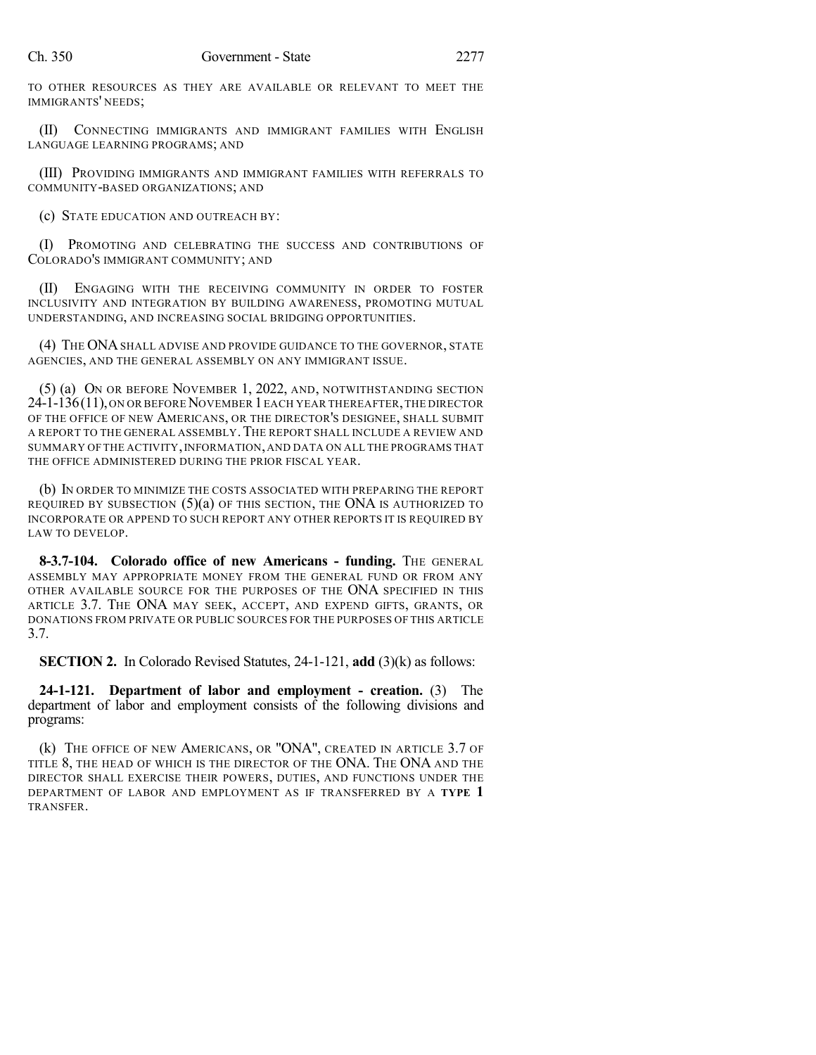TO OTHER RESOURCES AS THEY ARE AVAILABLE OR RELEVANT TO MEET THE IMMIGRANTS' NEEDS;

(II) CONNECTING IMMIGRANTS AND IMMIGRANT FAMILIES WITH ENGLISH LANGUAGE LEARNING PROGRAMS; AND

(III) PROVIDING IMMIGRANTS AND IMMIGRANT FAMILIES WITH REFERRALS TO COMMUNITY-BASED ORGANIZATIONS; AND

(c) STATE EDUCATION AND OUTREACH BY:

(I) PROMOTING AND CELEBRATING THE SUCCESS AND CONTRIBUTIONS OF COLORADO'S IMMIGRANT COMMUNITY; AND

(II) ENGAGING WITH THE RECEIVING COMMUNITY IN ORDER TO FOSTER INCLUSIVITY AND INTEGRATION BY BUILDING AWARENESS, PROMOTING MUTUAL UNDERSTANDING, AND INCREASING SOCIAL BRIDGING OPPORTUNITIES.

(4) THE ONA SHALL ADVISE AND PROVIDE GUIDANCE TO THE GOVERNOR, STATE AGENCIES, AND THE GENERAL ASSEMBLY ON ANY IMMIGRANT ISSUE.

(5) (a) ON OR BEFORE NOVEMBER 1, 2022, AND, NOTWITHSTANDING SECTION 24-1-136 (11), ON OR BEFORE NOVEMBER 1 EACH YEAR THEREAFTER, THE DIRECTOR OF THE OFFICE OF NEW AMERICANS, OR THE DIRECTOR'S DESIGNEE, SHALL SUBMIT A REPORT TO THE GENERAL ASSEMBLY. THE REPORT SHALL INCLUDE A REVIEW AND SUMMARY OF THE ACTIVITY, INFORMATION, AND DATA ON ALL THE PROGRAMS THAT THE OFFICE ADMINISTERED DURING THE PRIOR FISCAL YEAR.

(b) IN ORDER TO MINIMIZE THE COSTS ASSOCIATED WITH PREPARING THE REPORT REQUIRED BY SUBSECTION (5)(a) OF THIS SECTION, THE ONA IS AUTHORIZED TO INCORPORATE OR APPEND TO SUCH REPORT ANY OTHER REPORTS IT IS REQUIRED BY LAW TO DEVELOP.

**8-3.7-104. Colorado office of new Americans - funding.** THE GENERAL ASSEMBLY MAY APPROPRIATE MONEY FROM THE GENERAL FUND OR FROM ANY OTHER AVAILABLE SOURCE FOR THE PURPOSES OF THE ONA SPECIFIED IN THIS ARTICLE 3.7. THE ONA MAY SEEK, ACCEPT, AND EXPEND GIFTS, GRANTS, OR DONATIONS FROM PRIVATE OR PUBLIC SOURCES FOR THE PURPOSES OF THIS ARTICLE 3.7.

**SECTION 2.** In Colorado Revised Statutes, 24-1-121, **add** (3)(k) as follows:

**24-1-121. Department of labor and employment - creation.** (3) The department of labor and employment consists of the following divisions and programs:

(k) THE OFFICE OF NEW AMERICANS, OR "ONA", CREATED IN ARTICLE 3.7 OF TITLE 8, THE HEAD OF WHICH IS THE DIRECTOR OF THE ONA. THE ONA AND THE DIRECTOR SHALL EXERCISE THEIR POWERS, DUTIES, AND FUNCTIONS UNDER THE DEPARTMENT OF LABOR AND EMPLOYMENT AS IF TRANSFERRED BY A **TYPE 1** TRANSFER.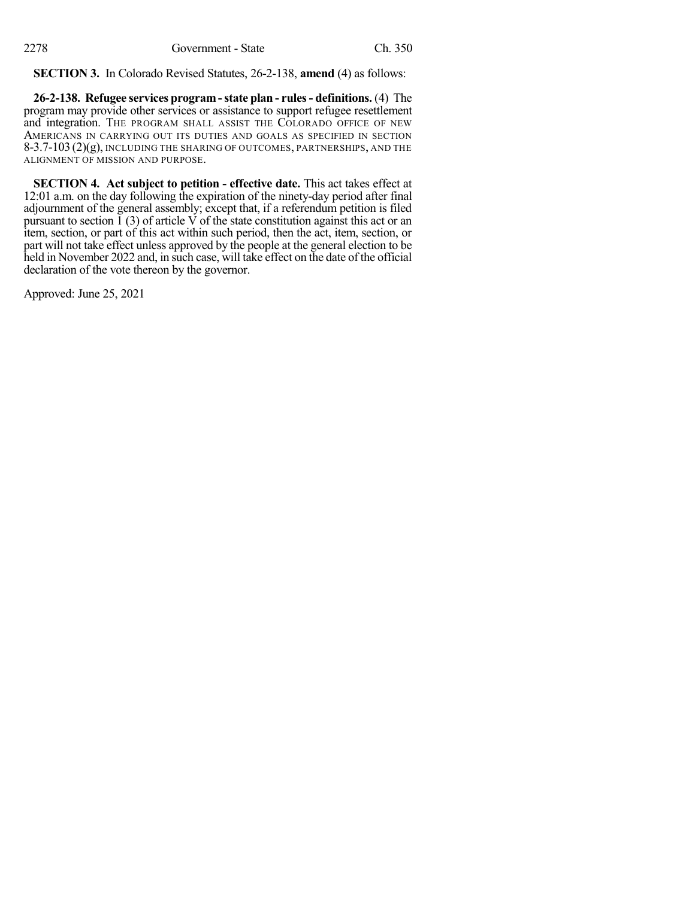**SECTION 3.** In Colorado Revised Statutes, 26-2-138, **amend** (4) as follows:

**26-2-138. Refugee services program - state plan - rules - definitions.** (4) The program may provide other services or assistance to support refugee resettlement and integration. THE PROGRAM SHALL ASSIST THE COLORADO OFFICE OF NEW AMERICANS IN CARRYING OUT ITS DUTIES AND GOALS AS SPECIFIED IN SECTION 8-3.7-103 (2)(g), INCLUDING THE SHARING OF OUTCOMES, PARTNERSHIPS, AND THE ALIGNMENT OF MISSION AND PURPOSE.

**SECTION 4. Act subject to petition - effective date.** This act takes effect at 12:01 a.m. on the day following the expiration of the ninety-day period after final adjournment of the general assembly; except that, if a referendum petition is filed pursuant to section 1 (3) of article V of the state constitution against this act or an item, section, or part of this act within such period, then the act, item, section, or part will not take effect unless approved by the people at the general election to be held in November 2022 and, in such case, will take effect on the date of the official declaration of the vote thereon by the governor.

Approved: June 25, 2021